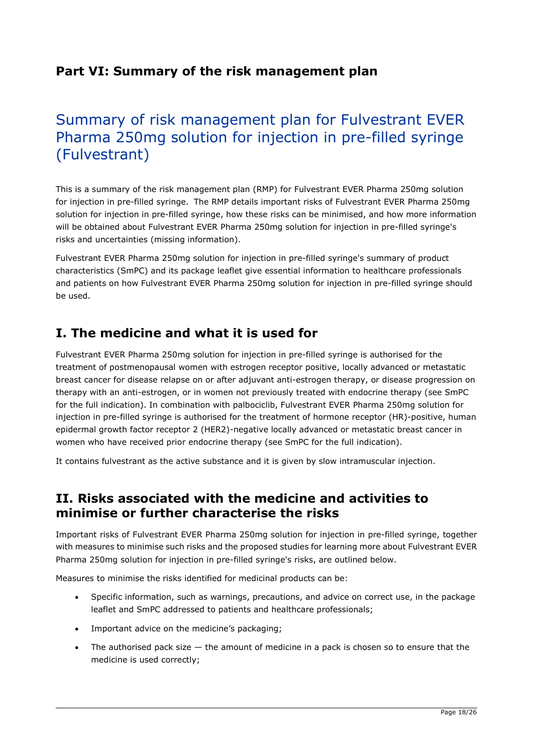# Part VI: Summary of the risk management plan

## Summary of risk management plan for Fulvestrant EVER Pharma 250mg solution for injection in pre-filled syringe (Fulvestrant)

This is a summary of the risk management plan (RMP) for Fulvestrant EVER Pharma 250mg solution for injection in pre-filled syringe. The RMP details important risks of Fulvestrant EVER Pharma 250mg solution for injection in pre-filled syringe, how these risks can be minimised, and how more information will be obtained about Fulvestrant EVER Pharma 250mg solution for injection in pre-filled syringe's risks and uncertainties (missing information).

Fulvestrant EVER Pharma 250mg solution for injection in pre-filled syringe's summary of product characteristics (SmPC) and its package leaflet give essential information to healthcare professionals and patients on how Fulvestrant EVER Pharma 250mg solution for injection in pre-filled syringe should be used.

## I. The medicine and what it is used for

Fulvestrant EVER Pharma 250mg solution for injection in pre-filled syringe is authorised for the treatment of postmenopausal women with estrogen receptor positive, locally advanced or metastatic breast cancer for disease relapse on or after adjuvant anti-estrogen therapy, or disease progression on therapy with an anti-estrogen, or in women not previously treated with endocrine therapy (see SmPC for the full indication). In combination with palbociclib, Fulvestrant EVER Pharma 250mg solution for injection in pre-filled syringe is authorised for the treatment of hormone receptor (HR)-positive, human epidermal growth factor receptor 2 (HER2)-negative locally advanced or metastatic breast cancer in women who have received prior endocrine therapy (see SmPC for the full indication).

It contains fulvestrant as the active substance and it is given by slow intramuscular injection.

## II. Risks associated with the medicine and activities to minimise or further characterise the risks

Important risks of Fulvestrant EVER Pharma 250mg solution for injection in pre-filled syringe, together with measures to minimise such risks and the proposed studies for learning more about Fulvestrant EVER Pharma 250mg solution for injection in pre-filled syringe's risks, are outlined below.

Measures to minimise the risks identified for medicinal products can be:

- Specific information, such as warnings, precautions, and advice on correct use, in the package leaflet and SmPC addressed to patients and healthcare professionals;
- Important advice on the medicine's packaging;
- The authorised pack size — the amount of medicine in a pack is chosen so to ensure that the medicine is used correctly;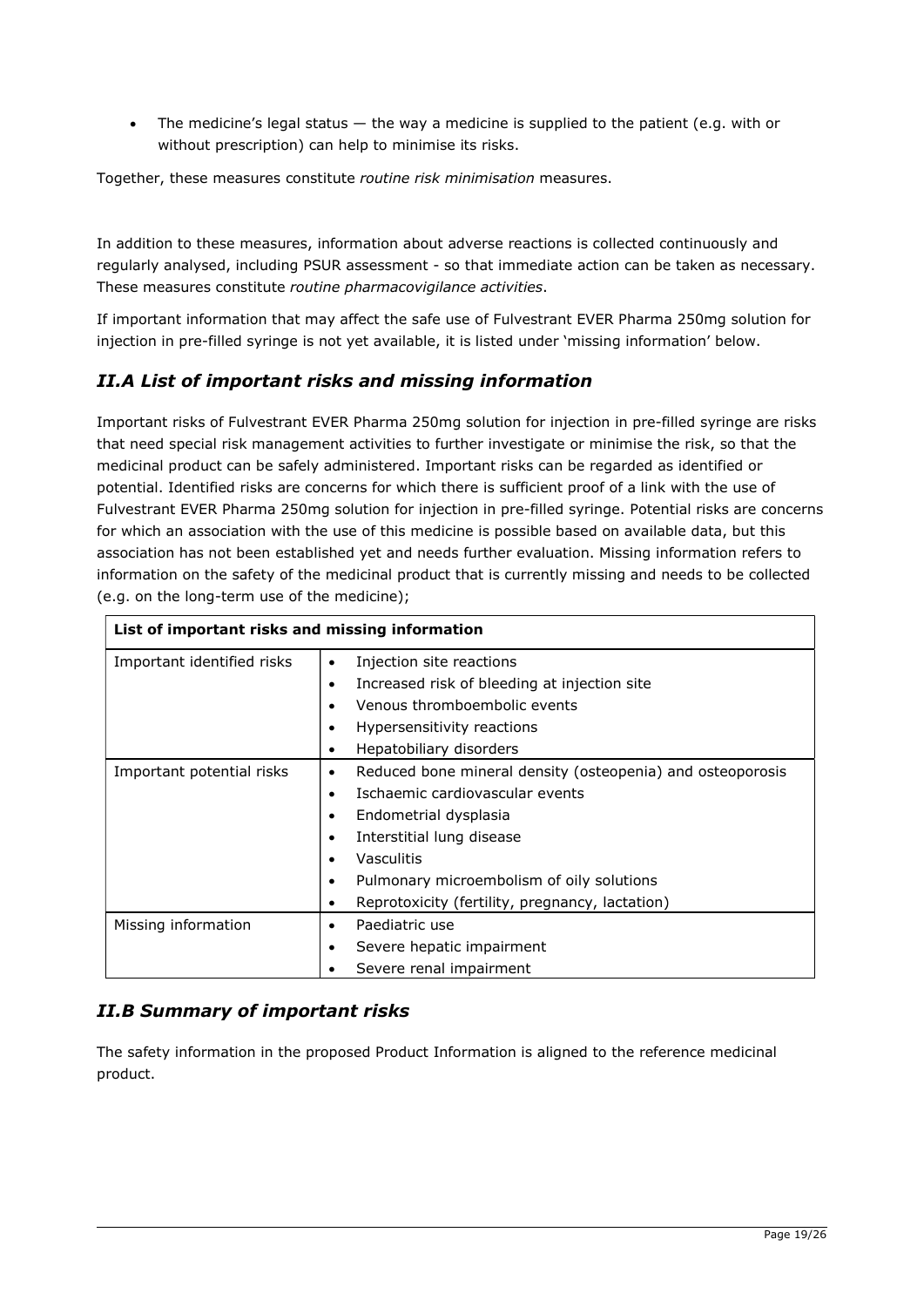- The medicine's legal status — the way a medicine is supplied to the patient (e.g. with or without prescription) can help to minimise its risks.

Together, these measures constitute *routine risk minimisation* measures.

In addition to these measures, information about adverse reactions is collected continuously and regularly analysed, including PSUR assessment - so that immediate action can be taken as necessary. These measures constitute *routine pharmacovigilance activities*.

If important information that may affect the safe use of Fulvestrant EVER Pharma 250mg solution for injection in pre-filled syringe is not yet available, it is listed under 'missing information' below.

## *II.A List of important risks and missing information*

Important risks of Fulvestrant EVER Pharma 250mg solution for injection in pre-filled syringe are risks that need special risk management activities to further investigate or minimise the risk, so that the medicinal product can be safely administered. Important risks can be regarded as identified or potential. Identified risks are concerns for which there is sufficient proof of a link with the use of Fulvestrant EVER Pharma 250mg solution for injection in pre-filled syringe. Potential risks are concerns for which an association with the use of this medicine is possible based on available data, but this association has not been established yet and needs further evaluation. Missing information refers to information on the safety of the medicinal product that is currently missing and needs to be collected (e.g. on the long-term use of the medicine);

| **List of important risks and missing information** | |
|---|---|
| Important identified risks | • Injection site reactions<br>• Increased risk of bleeding at injection site<br>• Venous thromboembolic events<br>• Hypersensitivity reactions<br>• Hepatobiliary disorders |
| Important potential risks | • Reduced bone mineral density (osteopenia) and osteoporosis<br>• Ischaemic cardiovascular events<br>• Endometrial dysplasia<br>• Interstitial lung disease<br>• Vasculitis<br>• Pulmonary microembolism of oily solutions<br>• Reprotoxicity (fertility, pregnancy, lactation) |
| Missing information | • Paediatric use<br>• Severe hepatic impairment<br>• Severe renal impairment |

## *II.B Summary of important risks*

The safety information in the proposed Product Information is aligned to the reference medicinal product.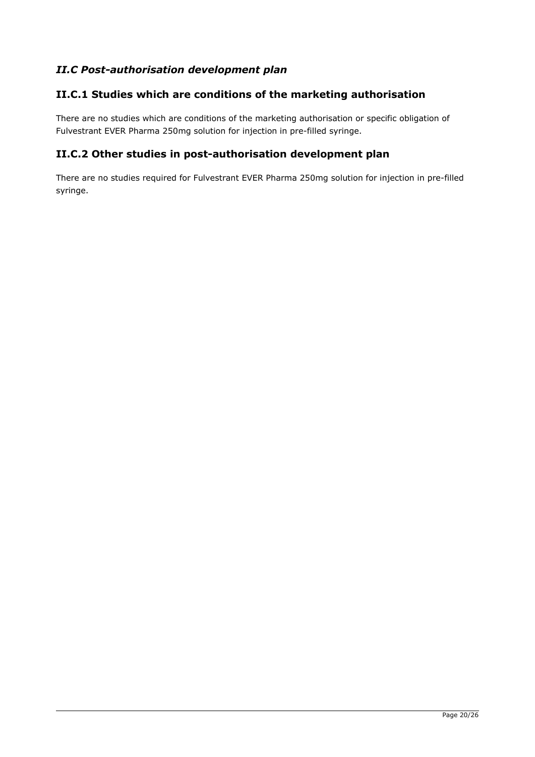## *II.C Post-authorisation development plan*

### II.C.1 Studies which are conditions of the marketing authorisation

There are no studies which are conditions of the marketing authorisation or specific obligation of Fulvestrant EVER Pharma 250mg solution for injection in pre-filled syringe.

### II.C.2 Other studies in post-authorisation development plan

There are no studies required for Fulvestrant EVER Pharma 250mg solution for injection in pre-filled syringe.